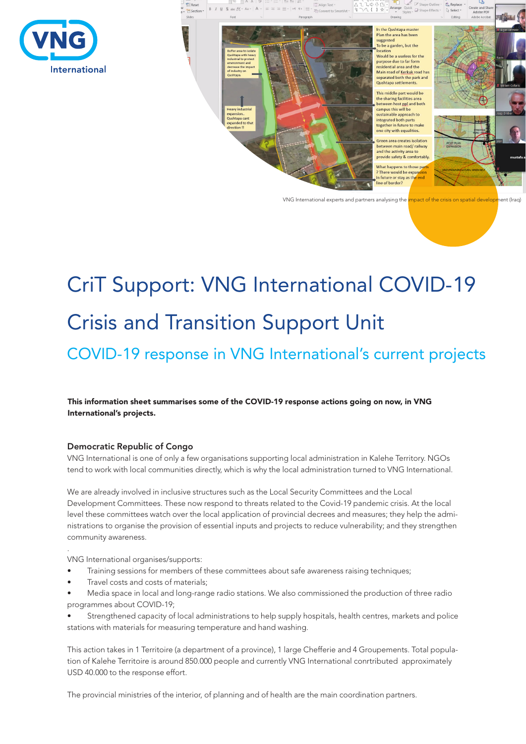VNG International experts and partners analysing the impact of the crisis on spatial development (Iraq)

# CriT Support: VNG International COVID-19 Crisis and Transition Support Unit

## COVID-19 response in VNG International's current projects

**This information sheet summarises some of the COVID-19 response actions going on now, in VNG International's projects.**

### Democratic Republic of Congo

VNG International is one of only a few organisations supporting local administration in Kalehe Territory. NGOs tend to work with local communities directly, which is why the local administration turned to VNG International.

We are already involved in inclusive structures such as the Local Security Committees and the Local Development Committees. These now respond to threats related to the Covid-19 pandemic crisis. At the local level these committees watch over the local application of provincial decrees and measures; they help the administrations to organise the provision of essential inputs and projects to reduce vulnerability; and they strengthen community awareness.

.

VNG International organises/supports:

- Training sessions for members of these committees about safe awareness raising techniques;
- Travel costs and costs of materials;
- Media space in local and long-range radio stations. We also commissioned the production of three radio programmes about COVID-19;
- Strengthened capacity of local administrations to help supply hospitals, health centres, markets and police stations with materials for measuring temperature and hand washing.

This action takes in 1 Territoire (a department of a province), 1 large Chefferie and 4 Groupements. Total population of Kalehe Territoire is around 850.000 people and currently VNG International conrtributed approximately USD 40.000 to the response effort.

The provincial ministries of the interior, of planning and of health are the main coordination partners.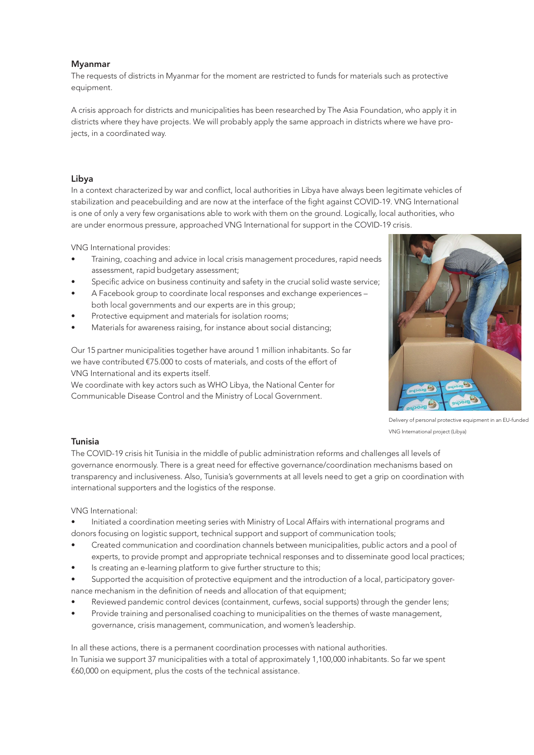## Myanmar

The requests of districts in Myanmar for the moment are restricted to funds for materials such as protective equipment.

A crisis approach for districts and municipalities has been researched by The Asia Foundation, who apply it in districts where they have projects. We will probably apply the same approach in districts where we have projects, in a coordinated way.

## Libya

In a context characterized by war and conflict, local authorities in Libya have always been legitimate vehicles of stabilization and peacebuilding and are now at the interface of the fight against COVID-19. VNG International is one of only a very few organisations able to work with them on the ground. Logically, local authorities, who are under enormous pressure, approached VNG International for support in the COVID-19 crisis.

VNG International provides:

- Training, coaching and advice in local crisis management procedures, rapid needs assessment, rapid budgetary assessment;
- Specific advice on business continuity and safety in the crucial solid waste service;
- A Facebook group to coordinate local responses and exchange experiences – both local governments and our experts are in this group;
- Protective equipment and materials for isolation rooms;
- Materials for awareness raising, for instance about social distancing;

Our 15 partner municipalities together have around 1 million inhabitants. So far we have contributed €75.000 to costs of materials, and costs of the effort of VNG International and its experts itself.

We coordinate with key actors such as WHO Libya, the National Center for Communicable Disease Control and the Ministry of Local Government.

Delivery of personal protective equipment in an EU-funded VNG International project (Libya)

## Tunisia

The COVID-19 crisis hit Tunisia in the middle of public administration reforms and challenges all levels of governance enormously. There is a great need for effective governance/coordination mechanisms based on transparency and inclusiveness. Also, Tunisia's governments at all levels need to get a grip on coordination with international supporters and the logistics of the response.

VNG International:

- Initiated a coordination meeting series with Ministry of Local Affairs with international programs and donors focusing on logistic support, technical support and support of communication tools;
- Created communication and coordination channels between municipalities, public actors and a pool of experts, to provide prompt and appropriate technical responses and to disseminate good local practices;
- Is creating an e-learning platform to give further structure to this;
- Supported the acquisition of protective equipment and the introduction of a local, participatory governance mechanism in the definition of needs and allocation of that equipment;
- Reviewed pandemic control devices (containment, curfews, social supports) through the gender lens;
- Provide training and personalised coaching to municipalities on the themes of waste management, governance, crisis management, communication, and women's leadership.

In all these actions, there is a permanent coordination processes with national authorities.
In Tunisia we support 37 municipalities with a total of approximately 1,100,000 inhabitants. So far we spent €60,000 on equipment, plus the costs of the technical assistance.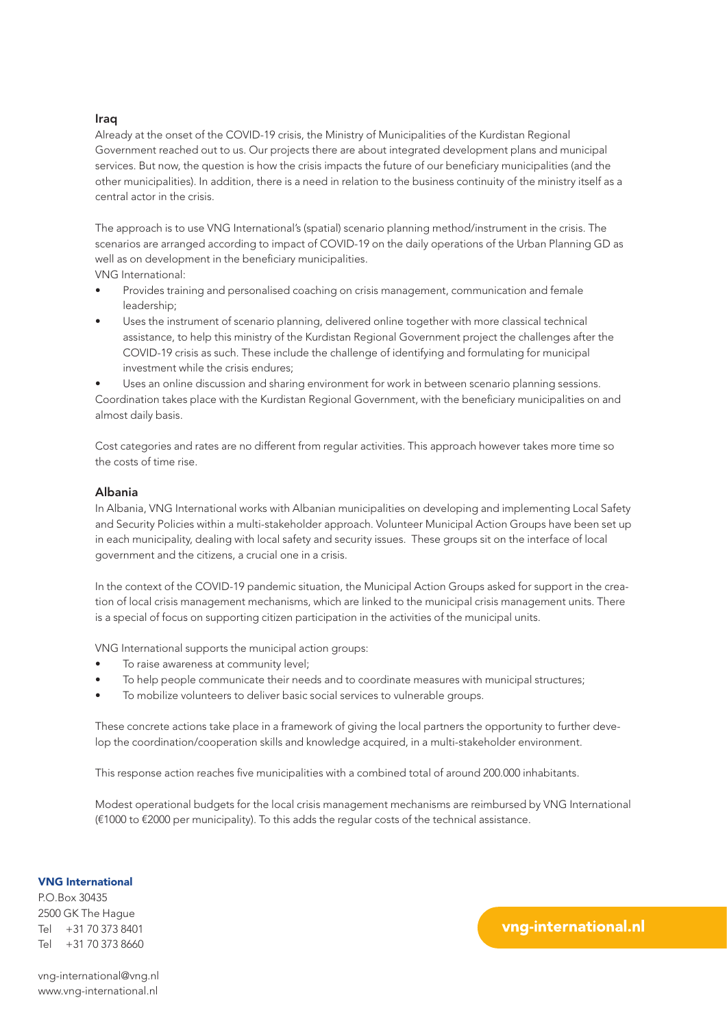## Iraq

Already at the onset of the COVID-19 crisis, the Ministry of Municipalities of the Kurdistan Regional Government reached out to us. Our projects there are about integrated development plans and municipal services. But now, the question is how the crisis impacts the future of our beneficiary municipalities (and the other municipalities). In addition, there is a need in relation to the business continuity of the ministry itself as a central actor in the crisis.

The approach is to use VNG International's (spatial) scenario planning method/instrument in the crisis. The scenarios are arranged according to impact of COVID-19 on the daily operations of the Urban Planning GD as well as on development in the beneficiary municipalities.
VNG International:

- Provides training and personalised coaching on crisis management, communication and female leadership;
- Uses the instrument of scenario planning, delivered online together with more classical technical assistance, to help this ministry of the Kurdistan Regional Government project the challenges after the COVID-19 crisis as such. These include the challenge of identifying and formulating for municipal investment while the crisis endures;
- Uses an online discussion and sharing environment for work in between scenario planning sessions.

Coordination takes place with the Kurdistan Regional Government, with the beneficiary municipalities on and almost daily basis.

Cost categories and rates are no different from regular activities. This approach however takes more time so the costs of time rise.

## Albania

In Albania, VNG International works with Albanian municipalities on developing and implementing Local Safety and Security Policies within a multi-stakeholder approach. Volunteer Municipal Action Groups have been set up in each municipality, dealing with local safety and security issues. These groups sit on the interface of local government and the citizens, a crucial one in a crisis.

In the context of the COVID-19 pandemic situation, the Municipal Action Groups asked for support in the creation of local crisis management mechanisms, which are linked to the municipal crisis management units. There is a special of focus on supporting citizen participation in the activities of the municipal units.

VNG International supports the municipal action groups:

- To raise awareness at community level;
- To help people communicate their needs and to coordinate measures with municipal structures;
- To mobilize volunteers to deliver basic social services to vulnerable groups.

These concrete actions take place in a framework of giving the local partners the opportunity to further develop the coordination/cooperation skills and knowledge acquired, in a multi-stakeholder environment.

This response action reaches five municipalities with a combined total of around 200.000 inhabitants.

Modest operational budgets for the local crisis management mechanisms are reimbursed by VNG International (€1000 to €2000 per municipality). To this adds the regular costs of the technical assistance.

**VNG International**
P.O.Box 30435
2500 GK The Hague
Tel +31 70 373 8401
Tel +31 70 373 8660

vng-international@vng.nl
www.vng-international.nl

vng-international.nl